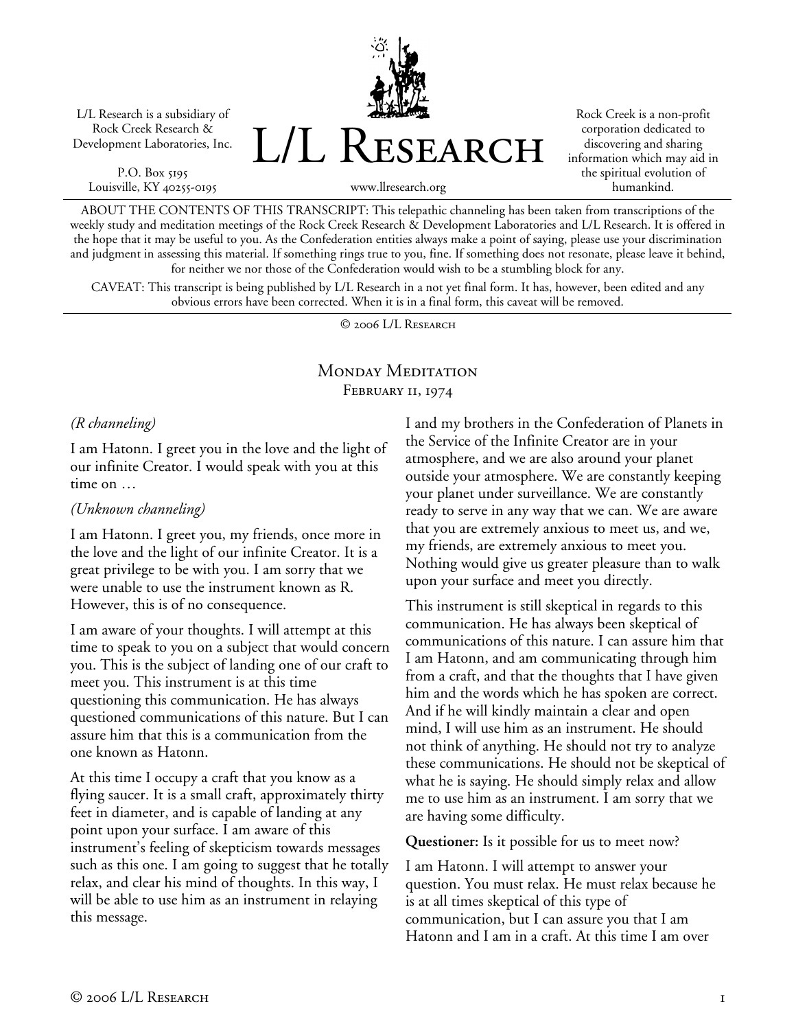L/L Research is a subsidiary of Rock Creek Research & Development Laboratories, Inc.

P.O. Box 5195
Louisville, KY 40255-0195

# L/L Research

www.llresearch.org

Rock Creek is a non-profit corporation dedicated to discovering and sharing information which may aid in the spiritual evolution of humankind.

ABOUT THE CONTENTS OF THIS TRANSCRIPT: This telepathic channeling has been taken from transcriptions of the weekly study and meditation meetings of the Rock Creek Research & Development Laboratories and L/L Research. It is offered in the hope that it may be useful to you. As the Confederation entities always make a point of saying, please use your discrimination and judgment in assessing this material. If something rings true to you, fine. If something does not resonate, please leave it behind, for neither we nor those of the Confederation would wish to be a stumbling block for any.

CAVEAT: This transcript is being published by L/L Research in a not yet final form. It has, however, been edited and any obvious errors have been corrected. When it is in a final form, this caveat will be removed.

© 2006 L/L Research

## Monday Meditation
### February 11, 1974

*(R channeling)*

I am Hatonn. I greet you in the love and the light of our infinite Creator. I would speak with you at this time on …

*(Unknown channeling)*

I am Hatonn. I greet you, my friends, once more in the love and the light of our infinite Creator. It is a great privilege to be with you. I am sorry that we were unable to use the instrument known as R. However, this is of no consequence.

I am aware of your thoughts. I will attempt at this time to speak to you on a subject that would concern you. This is the subject of landing one of our craft to meet you. This instrument is at this time questioning this communication. He has always questioned communications of this nature. But I can assure him that this is a communication from the one known as Hatonn.

At this time I occupy a craft that you know as a flying saucer. It is a small craft, approximately thirty feet in diameter, and is capable of landing at any point upon your surface. I am aware of this instrument's feeling of skepticism towards messages such as this one. I am going to suggest that he totally relax, and clear his mind of thoughts. In this way, I will be able to use him as an instrument in relaying this message.

I and my brothers in the Confederation of Planets in the Service of the Infinite Creator are in your atmosphere, and we are also around your planet outside your atmosphere. We are constantly keeping your planet under surveillance. We are constantly ready to serve in any way that we can. We are aware that you are extremely anxious to meet us, and we, my friends, are extremely anxious to meet you. Nothing would give us greater pleasure than to walk upon your surface and meet you directly.

This instrument is still skeptical in regards to this communication. He has always been skeptical of communications of this nature. I can assure him that I am Hatonn, and am communicating through him from a craft, and that the thoughts that I have given him and the words which he has spoken are correct. And if he will kindly maintain a clear and open mind, I will use him as an instrument. He should not think of anything. He should not try to analyze these communications. He should not be skeptical of what he is saying. He should simply relax and allow me to use him as an instrument. I am sorry that we are having some difficulty.

**Questioner:** Is it possible for us to meet now?

I am Hatonn. I will attempt to answer your question. You must relax. He must relax because he is at all times skeptical of this type of communication, but I can assure you that I am Hatonn and I am in a craft. At this time I am over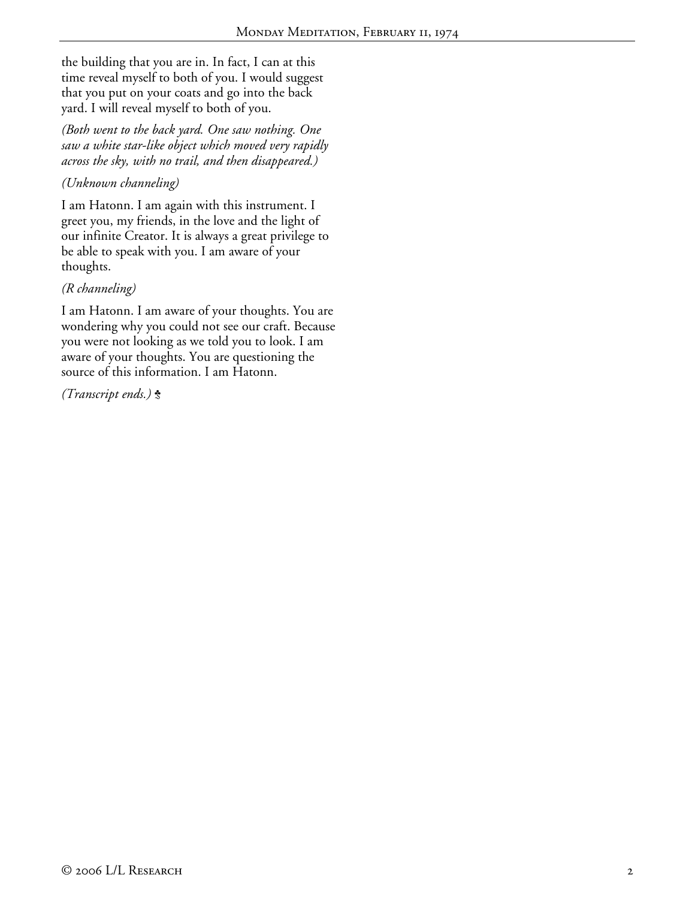the building that you are in. In fact, I can at this time reveal myself to both of you. I would suggest that you put on your coats and go into the back yard. I will reveal myself to both of you.

*(Both went to the back yard. One saw nothing. One saw a white star-like object which moved very rapidly across the sky, with no trail, and then disappeared.)*

*(Unknown channeling)*

I am Hatonn. I am again with this instrument. I greet you, my friends, in the love and the light of our infinite Creator. It is always a great privilege to be able to speak with you. I am aware of your thoughts.

*(R channeling)*

I am Hatonn. I am aware of your thoughts. You are wondering why you could not see our craft. Because you were not looking as we told you to look. I am aware of your thoughts. You are questioning the source of this information. I am Hatonn.

*(Transcript ends.)*